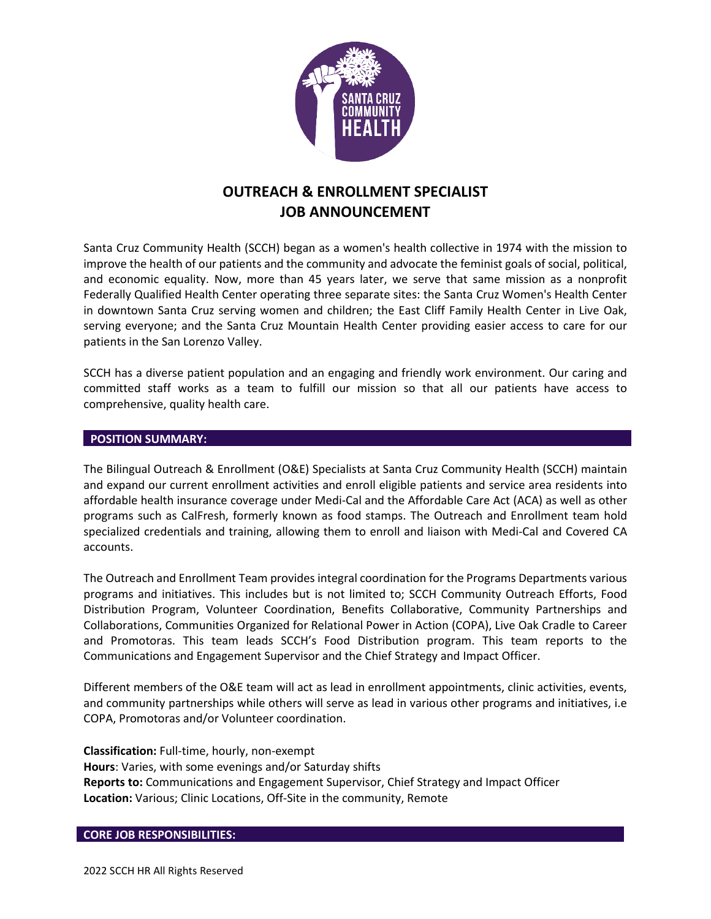# OUTREACH & ENROLLMENT SPECIALIST
# JOB ANNOUNCEMENT

Santa Cruz Community Health (SCCH) began as a women's health collective in 1974 with the mission to improve the health of our patients and the community and advocate the feminist goals of social, political, and economic equality. Now, more than 45 years later, we serve that same mission as a nonprofit Federally Qualified Health Center operating three separate sites: the Santa Cruz Women's Health Center in downtown Santa Cruz serving women and children; the East Cliff Family Health Center in Live Oak, serving everyone; and the Santa Cruz Mountain Health Center providing easier access to care for our patients in the San Lorenzo Valley.

SCCH has a diverse patient population and an engaging and friendly work environment. Our caring and committed staff works as a team to fulfill our mission so that all our patients have access to comprehensive, quality health care.

## POSITION SUMMARY:

The Bilingual Outreach & Enrollment (O&E) Specialists at Santa Cruz Community Health (SCCH) maintain and expand our current enrollment activities and enroll eligible patients and service area residents into affordable health insurance coverage under Medi-Cal and the Affordable Care Act (ACA) as well as other programs such as CalFresh, formerly known as food stamps. The Outreach and Enrollment team hold specialized credentials and training, allowing them to enroll and liaison with Medi-Cal and Covered CA accounts.

The Outreach and Enrollment Team provides integral coordination for the Programs Departments various programs and initiatives. This includes but is not limited to; SCCH Community Outreach Efforts, Food Distribution Program, Volunteer Coordination, Benefits Collaborative, Community Partnerships and Collaborations, Communities Organized for Relational Power in Action (COPA), Live Oak Cradle to Career and Promotoras. This team leads SCCH's Food Distribution program. This team reports to the Communications and Engagement Supervisor and the Chief Strategy and Impact Officer.

Different members of the O&E team will act as lead in enrollment appointments, clinic activities, events, and community partnerships while others will serve as lead in various other programs and initiatives, i.e COPA, Promotoras and/or Volunteer coordination.

**Classification:** Full-time, hourly, non-exempt
**Hours**: Varies, with some evenings and/or Saturday shifts
**Reports to:** Communications and Engagement Supervisor, Chief Strategy and Impact Officer
**Location:** Various; Clinic Locations, Off-Site in the community, Remote

## CORE JOB RESPONSIBILITIES: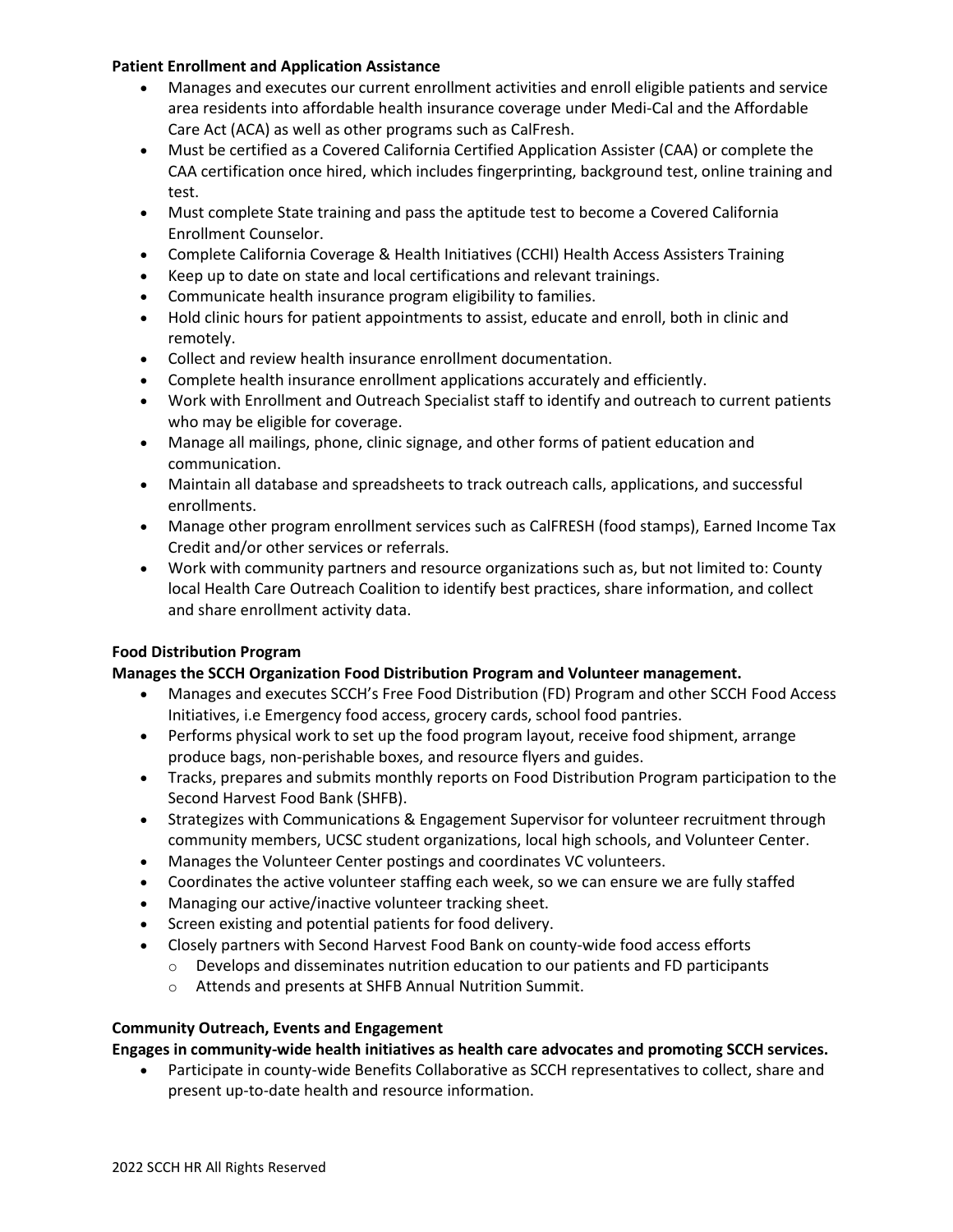**Patient Enrollment and Application Assistance**

- Manages and executes our current enrollment activities and enroll eligible patients and service area residents into affordable health insurance coverage under Medi-Cal and the Affordable Care Act (ACA) as well as other programs such as CalFresh.
- Must be certified as a Covered California Certified Application Assister (CAA) or complete the CAA certification once hired, which includes fingerprinting, background test, online training and test.
- Must complete State training and pass the aptitude test to become a Covered California Enrollment Counselor.
- Complete California Coverage & Health Initiatives (CCHI) Health Access Assisters Training
- Keep up to date on state and local certifications and relevant trainings.
- Communicate health insurance program eligibility to families.
- Hold clinic hours for patient appointments to assist, educate and enroll, both in clinic and remotely.
- Collect and review health insurance enrollment documentation.
- Complete health insurance enrollment applications accurately and efficiently.
- Work with Enrollment and Outreach Specialist staff to identify and outreach to current patients who may be eligible for coverage.
- Manage all mailings, phone, clinic signage, and other forms of patient education and communication.
- Maintain all database and spreadsheets to track outreach calls, applications, and successful enrollments.
- Manage other program enrollment services such as CalFRESH (food stamps), Earned Income Tax Credit and/or other services or referrals.
- Work with community partners and resource organizations such as, but not limited to: County local Health Care Outreach Coalition to identify best practices, share information, and collect and share enrollment activity data.

**Food Distribution Program**

**Manages the SCCH Organization Food Distribution Program and Volunteer management.**

- Manages and executes SCCH's Free Food Distribution (FD) Program and other SCCH Food Access Initiatives, i.e Emergency food access, grocery cards, school food pantries.
- Performs physical work to set up the food program layout, receive food shipment, arrange produce bags, non-perishable boxes, and resource flyers and guides.
- Tracks, prepares and submits monthly reports on Food Distribution Program participation to the Second Harvest Food Bank (SHFB).
- Strategizes with Communications & Engagement Supervisor for volunteer recruitment through community members, UCSC student organizations, local high schools, and Volunteer Center.
- Manages the Volunteer Center postings and coordinates VC volunteers.
- Coordinates the active volunteer staffing each week, so we can ensure we are fully staffed
- Managing our active/inactive volunteer tracking sheet.
- Screen existing and potential patients for food delivery.
- Closely partners with Second Harvest Food Bank on county-wide food access efforts
  - Develops and disseminates nutrition education to our patients and FD participants
  - Attends and presents at SHFB Annual Nutrition Summit.

**Community Outreach, Events and Engagement**

**Engages in community-wide health initiatives as health care advocates and promoting SCCH services.**

- Participate in county-wide Benefits Collaborative as SCCH representatives to collect, share and present up-to-date health and resource information.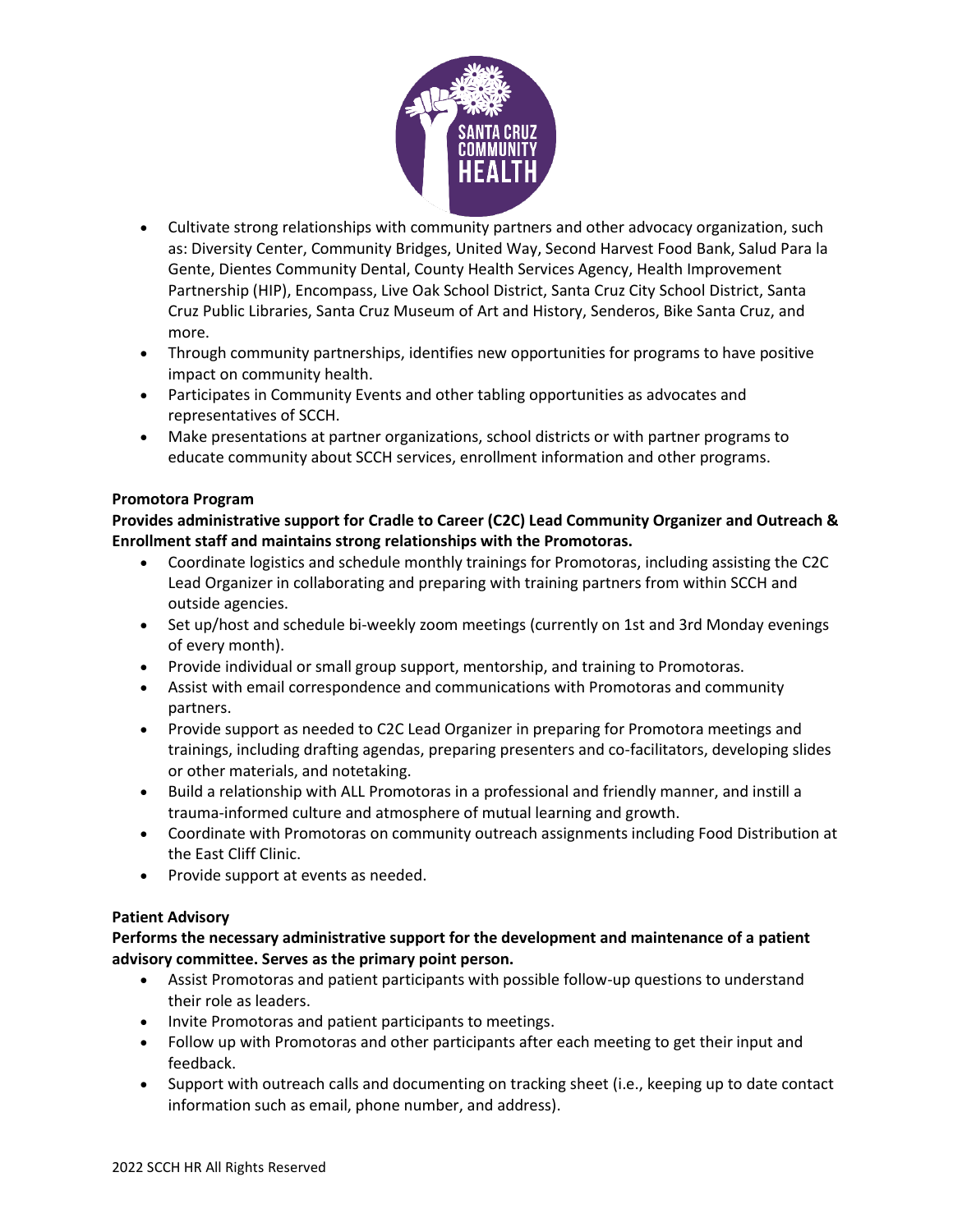- Cultivate strong relationships with community partners and other advocacy organization, such as: Diversity Center, Community Bridges, United Way, Second Harvest Food Bank, Salud Para la Gente, Dientes Community Dental, County Health Services Agency, Health Improvement Partnership (HIP), Encompass, Live Oak School District, Santa Cruz City School District, Santa Cruz Public Libraries, Santa Cruz Museum of Art and History, Senderos, Bike Santa Cruz, and more.
- Through community partnerships, identifies new opportunities for programs to have positive impact on community health.
- Participates in Community Events and other tabling opportunities as advocates and representatives of SCCH.
- Make presentations at partner organizations, school districts or with partner programs to educate community about SCCH services, enrollment information and other programs.

**Promotora Program**

**Provides administrative support for Cradle to Career (C2C) Lead Community Organizer and Outreach & Enrollment staff and maintains strong relationships with the Promotoras.**

- Coordinate logistics and schedule monthly trainings for Promotoras, including assisting the C2C Lead Organizer in collaborating and preparing with training partners from within SCCH and outside agencies.
- Set up/host and schedule bi-weekly zoom meetings (currently on 1st and 3rd Monday evenings of every month).
- Provide individual or small group support, mentorship, and training to Promotoras.
- Assist with email correspondence and communications with Promotoras and community partners.
- Provide support as needed to C2C Lead Organizer in preparing for Promotora meetings and trainings, including drafting agendas, preparing presenters and co-facilitators, developing slides or other materials, and notetaking.
- Build a relationship with ALL Promotoras in a professional and friendly manner, and instill a trauma-informed culture and atmosphere of mutual learning and growth.
- Coordinate with Promotoras on community outreach assignments including Food Distribution at the East Cliff Clinic.
- Provide support at events as needed.

**Patient Advisory**

**Performs the necessary administrative support for the development and maintenance of a patient advisory committee. Serves as the primary point person.**

- Assist Promotoras and patient participants with possible follow-up questions to understand their role as leaders.
- Invite Promotoras and patient participants to meetings.
- Follow up with Promotoras and other participants after each meeting to get their input and feedback.
- Support with outreach calls and documenting on tracking sheet (i.e., keeping up to date contact information such as email, phone number, and address).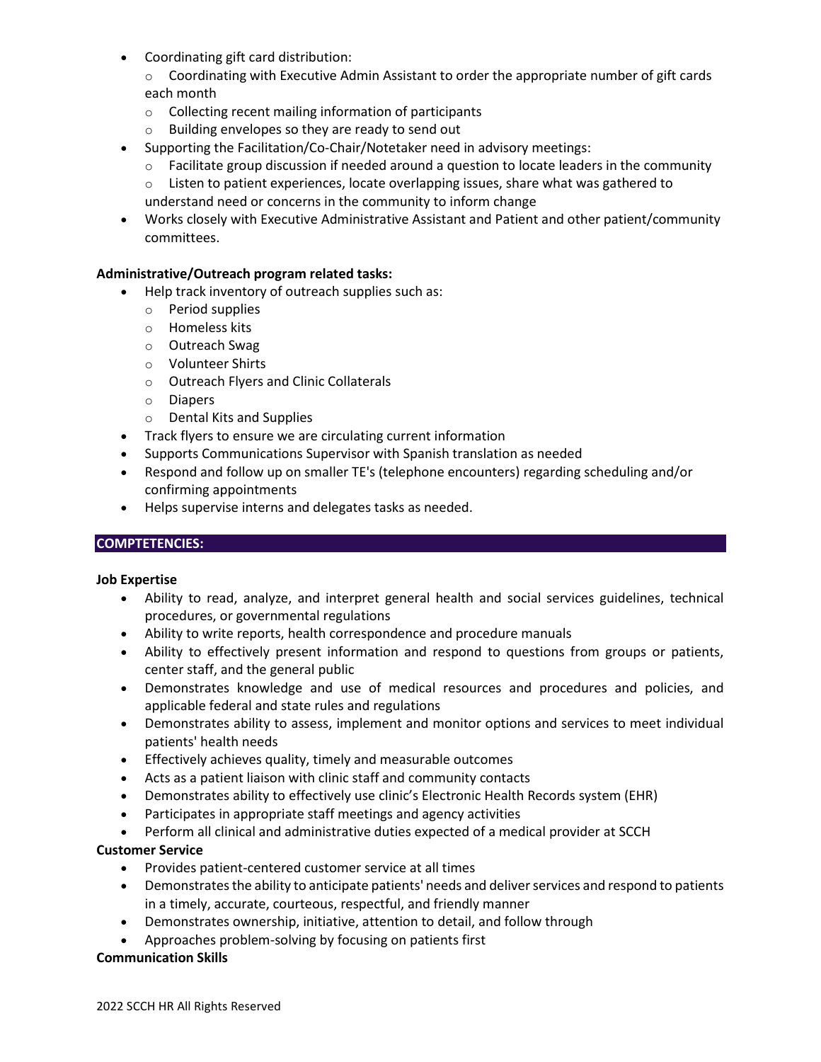- Coordinating gift card distribution:
  - Coordinating with Executive Admin Assistant to order the appropriate number of gift cards each month
  - Collecting recent mailing information of participants
  - Building envelopes so they are ready to send out
- Supporting the Facilitation/Co-Chair/Notetaker need in advisory meetings:
  - Facilitate group discussion if needed around a question to locate leaders in the community
  - Listen to patient experiences, locate overlapping issues, share what was gathered to understand need or concerns in the community to inform change
- Works closely with Executive Administrative Assistant and Patient and other patient/community committees.

**Administrative/Outreach program related tasks:**

- Help track inventory of outreach supplies such as:
  - Period supplies
  - Homeless kits
  - Outreach Swag
  - Volunteer Shirts
  - Outreach Flyers and Clinic Collaterals
  - Diapers
  - Dental Kits and Supplies
- Track flyers to ensure we are circulating current information
- Supports Communications Supervisor with Spanish translation as needed
- Respond and follow up on smaller TE's (telephone encounters) regarding scheduling and/or confirming appointments
- Helps supervise interns and delegates tasks as needed.

## COMPTETENCIES:

**Job Expertise**

- Ability to read, analyze, and interpret general health and social services guidelines, technical procedures, or governmental regulations
- Ability to write reports, health correspondence and procedure manuals
- Ability to effectively present information and respond to questions from groups or patients, center staff, and the general public
- Demonstrates knowledge and use of medical resources and procedures and policies, and applicable federal and state rules and regulations
- Demonstrates ability to assess, implement and monitor options and services to meet individual patients' health needs
- Effectively achieves quality, timely and measurable outcomes
- Acts as a patient liaison with clinic staff and community contacts
- Demonstrates ability to effectively use clinic's Electronic Health Records system (EHR)
- Participates in appropriate staff meetings and agency activities
- Perform all clinical and administrative duties expected of a medical provider at SCCH

**Customer Service**

- Provides patient-centered customer service at all times
- Demonstrates the ability to anticipate patients' needs and deliver services and respond to patients in a timely, accurate, courteous, respectful, and friendly manner
- Demonstrates ownership, initiative, attention to detail, and follow through
- Approaches problem-solving by focusing on patients first

**Communication Skills**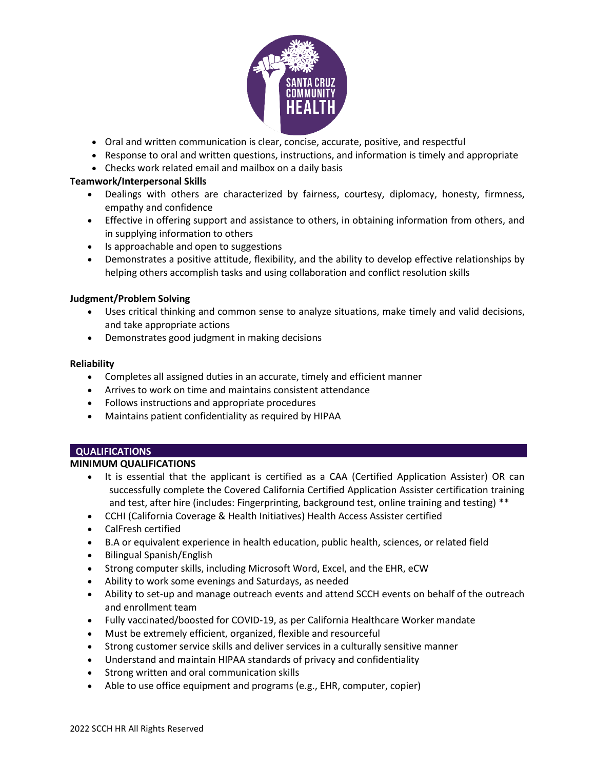- Oral and written communication is clear, concise, accurate, positive, and respectful
- Response to oral and written questions, instructions, and information is timely and appropriate
- Checks work related email and mailbox on a daily basis

**Teamwork/Interpersonal Skills**

- Dealings with others are characterized by fairness, courtesy, diplomacy, honesty, firmness, empathy and confidence
- Effective in offering support and assistance to others, in obtaining information from others, and in supplying information to others
- Is approachable and open to suggestions
- Demonstrates a positive attitude, flexibility, and the ability to develop effective relationships by helping others accomplish tasks and using collaboration and conflict resolution skills

**Judgment/Problem Solving**

- Uses critical thinking and common sense to analyze situations, make timely and valid decisions, and take appropriate actions
- Demonstrates good judgment in making decisions

**Reliability**

- Completes all assigned duties in an accurate, timely and efficient manner
- Arrives to work on time and maintains consistent attendance
- Follows instructions and appropriate procedures
- Maintains patient confidentiality as required by HIPAA

## QUALIFICATIONS

**MINIMUM QUALIFICATIONS**

- It is essential that the applicant is certified as a CAA (Certified Application Assister) OR can successfully complete the Covered California Certified Application Assister certification training and test, after hire (includes: Fingerprinting, background test, online training and testing) **
- CCHI (California Coverage & Health Initiatives) Health Access Assister certified
- CalFresh certified
- B.A or equivalent experience in health education, public health, sciences, or related field
- Bilingual Spanish/English
- Strong computer skills, including Microsoft Word, Excel, and the EHR, eCW
- Ability to work some evenings and Saturdays, as needed
- Ability to set-up and manage outreach events and attend SCCH events on behalf of the outreach and enrollment team
- Fully vaccinated/boosted for COVID-19, as per California Healthcare Worker mandate
- Must be extremely efficient, organized, flexible and resourceful
- Strong customer service skills and deliver services in a culturally sensitive manner
- Understand and maintain HIPAA standards of privacy and confidentiality
- Strong written and oral communication skills
- Able to use office equipment and programs (e.g., EHR, computer, copier)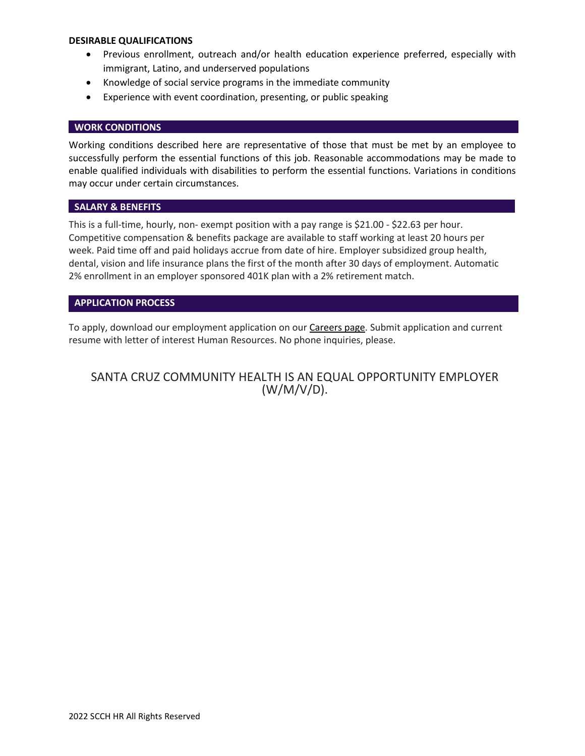**DESIRABLE QUALIFICATIONS**

- Previous enrollment, outreach and/or health education experience preferred, especially with immigrant, Latino, and underserved populations
- Knowledge of social service programs in the immediate community
- Experience with event coordination, presenting, or public speaking

## WORK CONDITIONS

Working conditions described here are representative of those that must be met by an employee to successfully perform the essential functions of this job. Reasonable accommodations may be made to enable qualified individuals with disabilities to perform the essential functions. Variations in conditions may occur under certain circumstances.

## SALARY & BENEFITS

This is a full-time, hourly, non- exempt position with a pay range is $21.00 - $22.63 per hour. Competitive compensation & benefits package are available to staff working at least 20 hours per week. Paid time off and paid holidays accrue from date of hire. Employer subsidized group health, dental, vision and life insurance plans the first of the month after 30 days of employment. Automatic 2% enrollment in an employer sponsored 401K plan with a 2% retirement match.

## APPLICATION PROCESS

To apply, download our employment application on our Careers page. Submit application and current resume with letter of interest Human Resources. No phone inquiries, please.

SANTA CRUZ COMMUNITY HEALTH IS AN EQUAL OPPORTUNITY EMPLOYER (W/M/V/D).

2022 SCCH HR All Rights Reserved